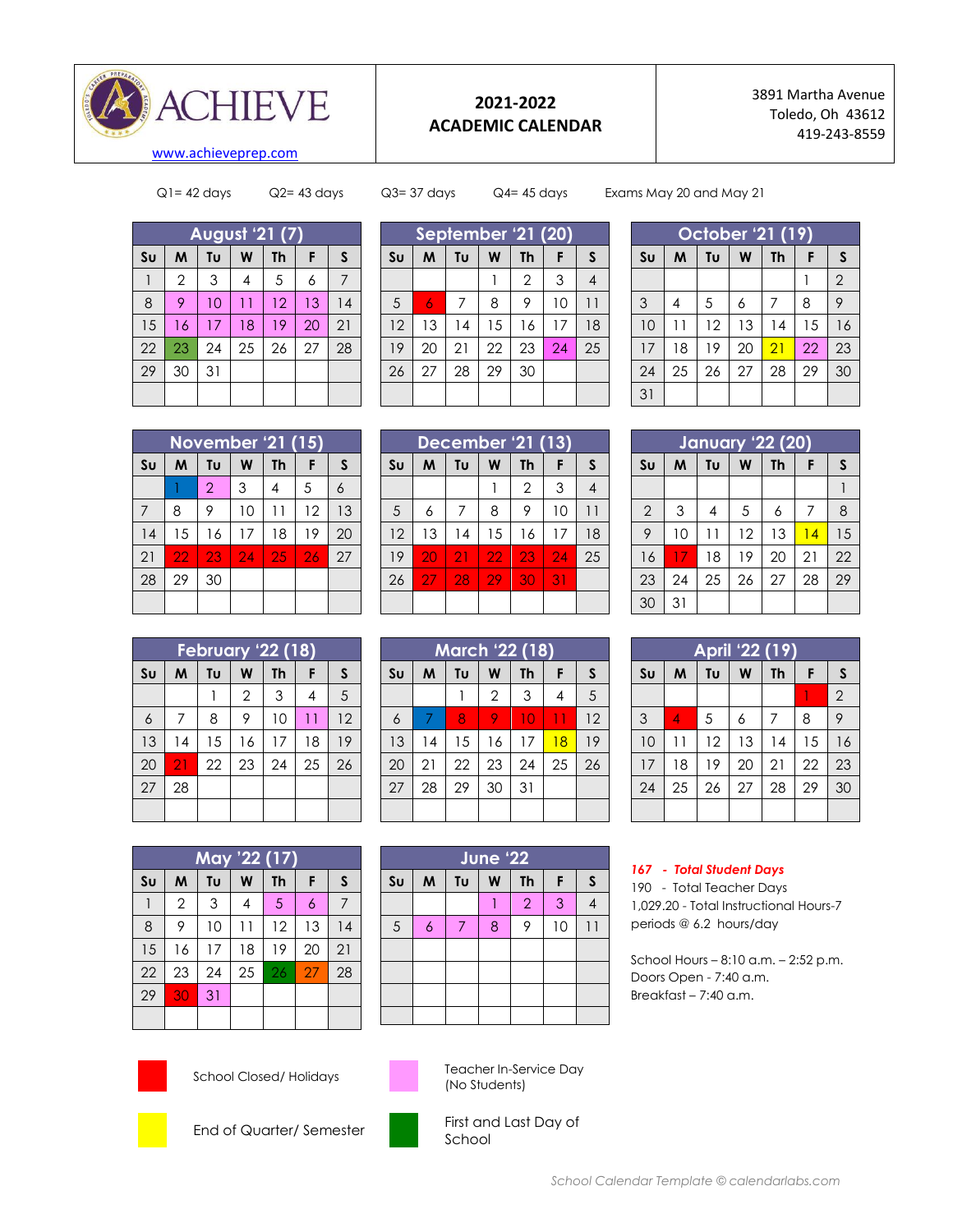ACHIEVE

www.achieveprep.com

# 2021-2022 ACADEMIC CALENDAR

3891 Martha Avenue
Toledo, Oh 43612
419-243-8559

Q1= 42 days Q2= 43 days Q3= 37 days Q4= 45 days Exams May 20 and May 21

**August '21 (7)**

| Su | M | Tu | W | Th | F | S |
|---|---|---|---|---|---|---|
| 1 | 2 | 3 | 4 | 5 | 6 | 7 |
| 8 | 9 | 10 | 11 | 12 | 13 | 14 |
| 15 | 16 | 17 | 18 | 19 | 20 | 21 |
| 22 | 23 | 24 | 25 | 26 | 27 | 28 |
| 29 | 30 | 31 | | | | |

**September '21 (20)**

| Su | M | Tu | W | Th | F | S |
|---|---|---|---|---|---|---|
| | | | 1 | 2 | 3 | 4 |
| 5 | 6 | 7 | 8 | 9 | 10 | 11 |
| 12 | 13 | 14 | 15 | 16 | 17 | 18 |
| 19 | 20 | 21 | 22 | 23 | 24 | 25 |
| 26 | 27 | 28 | 29 | 30 | | |

**October '21 (19)**

| Su | M | Tu | W | Th | F | S |
|---|---|---|---|---|---|---|
| | | | | | 1 | 2 |
| 3 | 4 | 5 | 6 | 7 | 8 | 9 |
| 10 | 11 | 12 | 13 | 14 | 15 | 16 |
| 17 | 18 | 19 | 20 | 21 | 22 | 23 |
| 24 | 25 | 26 | 27 | 28 | 29 | 30 |
| 31 | | | | | | |

**November '21 (15)**

| Su | M | Tu | W | Th | F | S |
|---|---|---|---|---|---|---|
| | 1 | 2 | 3 | 4 | 5 | 6 |
| 7 | 8 | 9 | 10 | 11 | 12 | 13 |
| 14 | 15 | 16 | 17 | 18 | 19 | 20 |
| 21 | 22 | 23 | 24 | 25 | 26 | 27 |
| 28 | 29 | 30 | | | | |

**December '21 (13)**

| Su | M | Tu | W | Th | F | S |
|---|---|---|---|---|---|---|
| | | | 1 | 2 | 3 | 4 |
| 5 | 6 | 7 | 8 | 9 | 10 | 11 |
| 12 | 13 | 14 | 15 | 16 | 17 | 18 |
| 19 | 20 | 21 | 22 | 23 | 24 | 25 |
| 26 | 27 | 28 | 29 | 30 | 31 | |

**January '22 (20)**

| Su | M | Tu | W | Th | F | S |
|---|---|---|---|---|---|---|
| | | | | | | 1 |
| 2 | 3 | 4 | 5 | 6 | 7 | 8 |
| 9 | 10 | 11 | 12 | 13 | 14 | 15 |
| 16 | 17 | 18 | 19 | 20 | 21 | 22 |
| 23 | 24 | 25 | 26 | 27 | 28 | 29 |
| 30 | 31 | | | | | |

**February '22 (18)**

| Su | M | Tu | W | Th | F | S |
|---|---|---|---|---|---|---|
| | | 1 | 2 | 3 | 4 | 5 |
| 6 | 7 | 8 | 9 | 10 | 11 | 12 |
| 13 | 14 | 15 | 16 | 17 | 18 | 19 |
| 20 | 21 | 22 | 23 | 24 | 25 | 26 |
| 27 | 28 | | | | | |

**March '22 (18)**

| Su | M | Tu | W | Th | F | S |
|---|---|---|---|---|---|---|
| | | 1 | 2 | 3 | 4 | 5 |
| 6 | 7 | 8 | 9 | 10 | 11 | 12 |
| 13 | 14 | 15 | 16 | 17 | 18 | 19 |
| 20 | 21 | 22 | 23 | 24 | 25 | 26 |
| 27 | 28 | 29 | 30 | 31 | | |

**April '22 (19)**

| Su | M | Tu | W | Th | F | S |
|---|---|---|---|---|---|---|
| | | | | | 1 | 2 |
| 3 | 4 | 5 | 6 | 7 | 8 | 9 |
| 10 | 11 | 12 | 13 | 14 | 15 | 16 |
| 17 | 18 | 19 | 20 | 21 | 22 | 23 |
| 24 | 25 | 26 | 27 | 28 | 29 | 30 |

**May '22 (17)**

| Su | M | Tu | W | Th | F | S |
|---|---|---|---|---|---|---|
| 1 | 2 | 3 | 4 | 5 | 6 | 7 |
| 8 | 9 | 10 | 11 | 12 | 13 | 14 |
| 15 | 16 | 17 | 18 | 19 | 20 | 21 |
| 22 | 23 | 24 | 25 | 26 | 27 | 28 |
| 29 | 30 | 31 | | | | |

**June '22**

| Su | M | Tu | W | Th | F | S |
|---|---|---|---|---|---|---|
| | | | 1 | 2 | 3 | 4 |
| 5 | 6 | 7 | 8 | 9 | 10 | 11 |

***167 - Total Student Days***
190 - Total Teacher Days
1,029.20 - Total Instructional Hours-7 periods @ 6.2 hours/day

School Hours – 8:10 a.m. – 2:52 p.m.
Doors Open - 7:40 a.m.
Breakfast – 7:40 a.m.

School Closed/ Holidays

Teacher In-Service Day (No Students)

End of Quarter/ Semester

First and Last Day of School

*School Calendar Template © calendarlabs.com*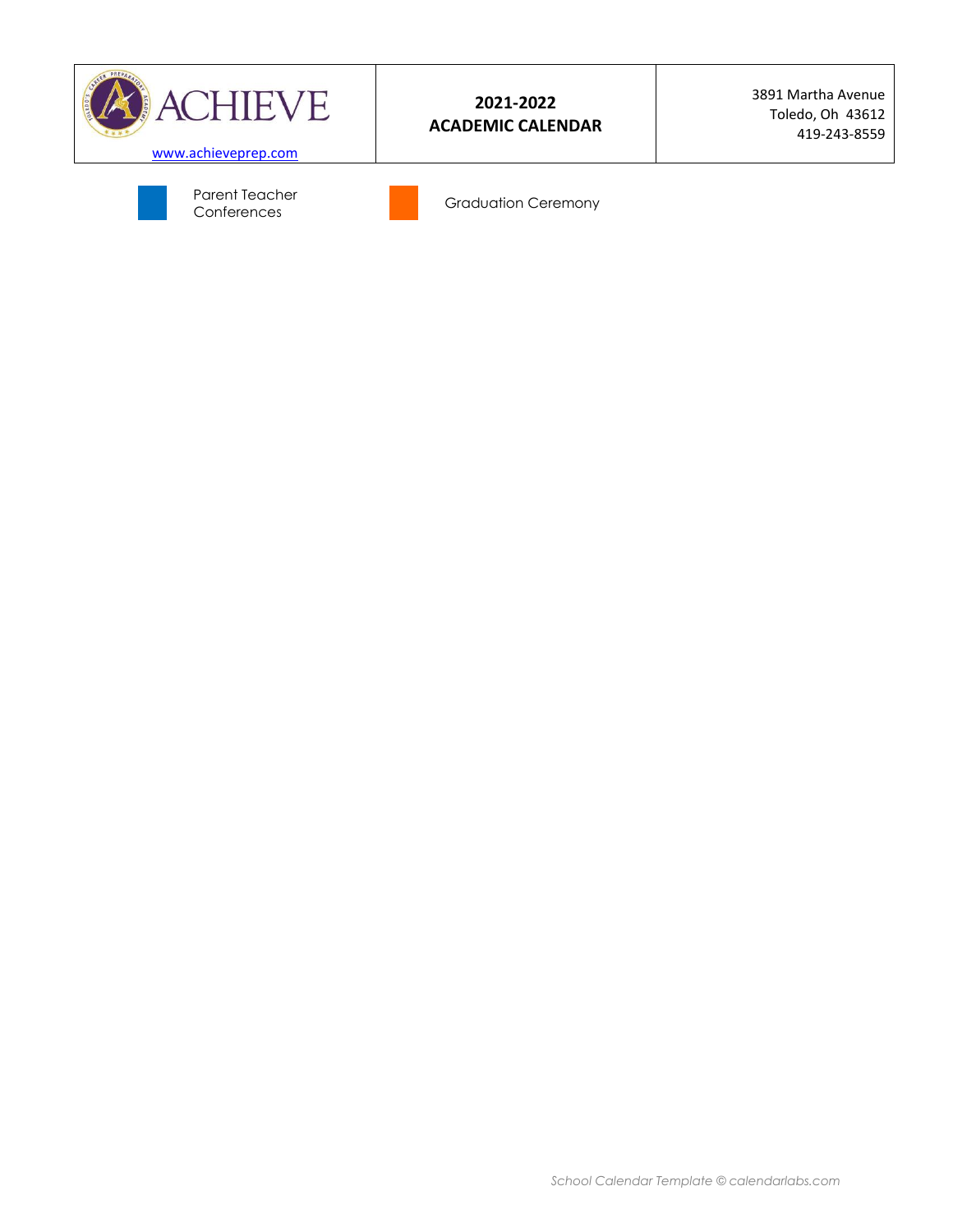| | | |
|---|---|---|
| ACHIEVE [www.achieveprep.com](http://www.achieveprep.com) | **2021-2022 ACADEMIC CALENDAR** | 3891 Martha Avenue<br>Toledo, Oh 43612<br>419-243-8559 |

Parent Teacher Conferences

Graduation Ceremony

*School Calendar Template © calendarlabs.com*